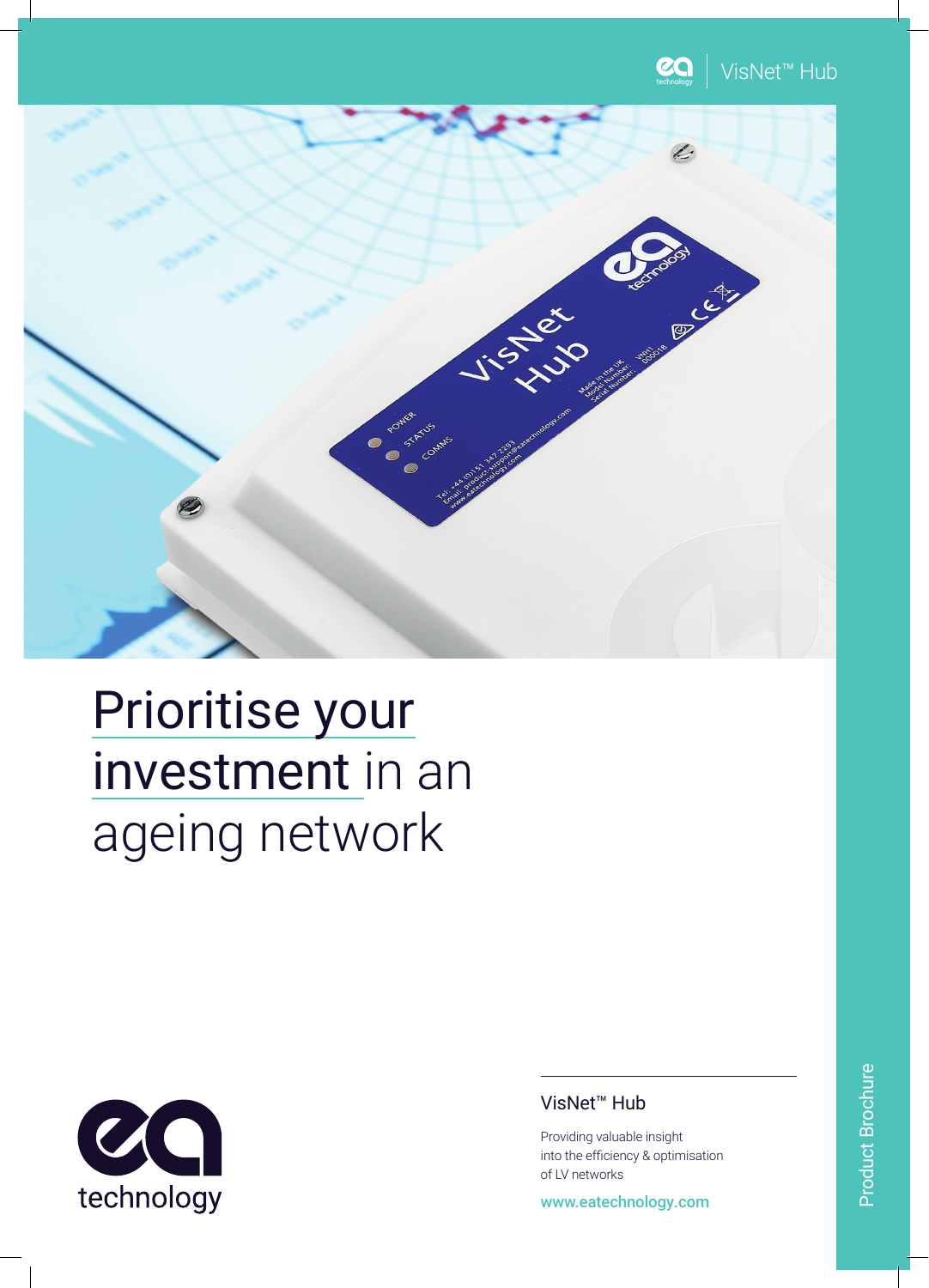VisNet™ Hub

# Prioritise your investment in an ageing network

technology

## VisNet™ Hub

Providing valuable insight into the efficiency & optimisation of LV networks

www.eatechnology.com

Product Brochure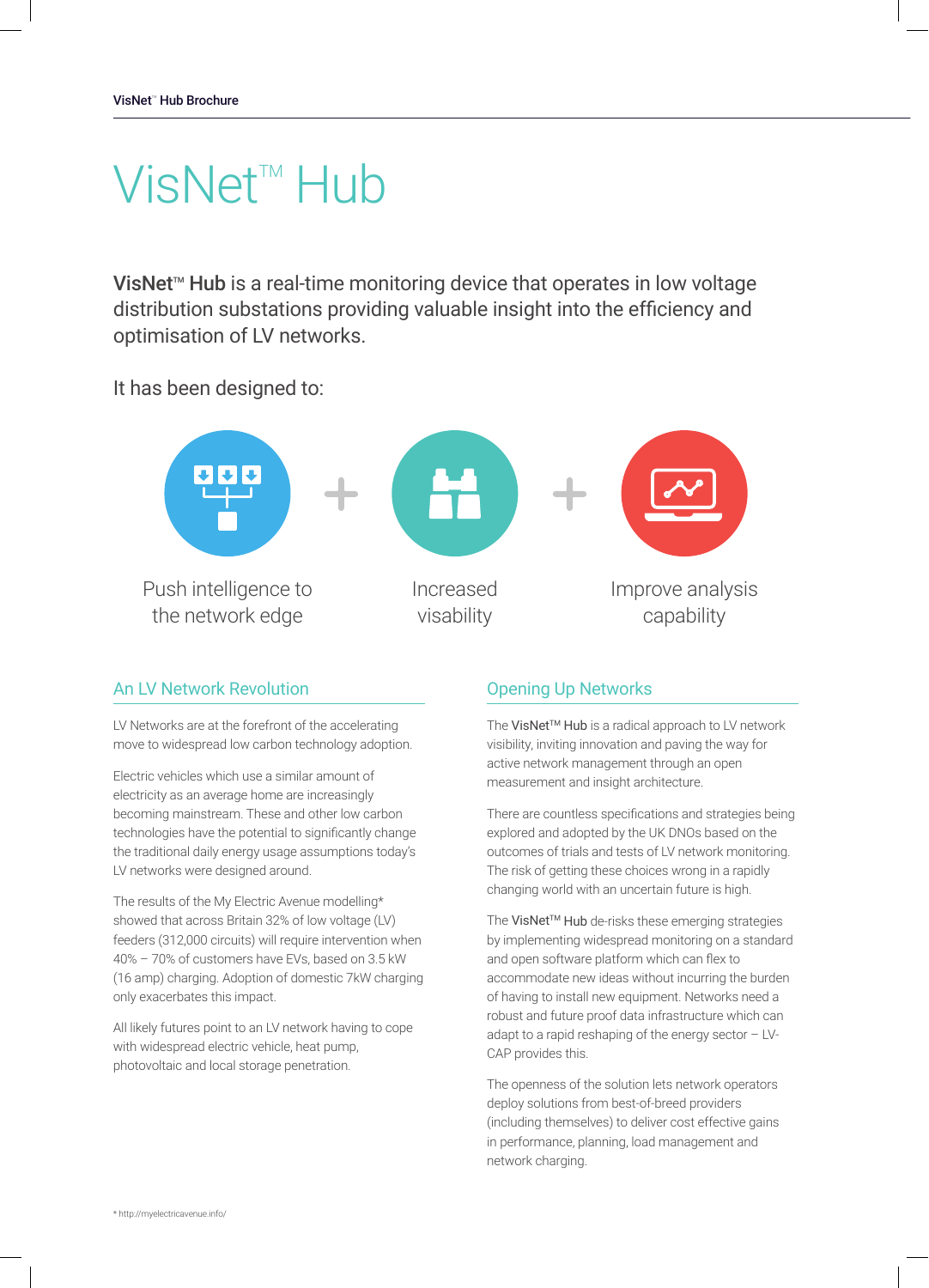# VisNet™ Hub

**VisNet™ Hub** is a real-time monitoring device that operates in low voltage distribution substations providing valuable insight into the efficiency and optimisation of LV networks.

It has been designed to:

- Push intelligence to the network edge
- Increased visability
- Improve analysis capability

## An LV Network Revolution

LV Networks are at the forefront of the accelerating move to widespread low carbon technology adoption.

Electric vehicles which use a similar amount of electricity as an average home are increasingly becoming mainstream. These and other low carbon technologies have the potential to significantly change the traditional daily energy usage assumptions today's LV networks were designed around.

The results of the My Electric Avenue modelling* showed that across Britain 32% of low voltage (LV) feeders (312,000 circuits) will require intervention when 40% – 70% of customers have EVs, based on 3.5 kW (16 amp) charging. Adoption of domestic 7kW charging only exacerbates this impact.

All likely futures point to an LV network having to cope with widespread electric vehicle, heat pump, photovoltaic and local storage penetration.

## Opening Up Networks

The VisNet™ Hub is a radical approach to LV network visibility, inviting innovation and paving the way for active network management through an open measurement and insight architecture.

There are countless specifications and strategies being explored and adopted by the UK DNOs based on the outcomes of trials and tests of LV network monitoring. The risk of getting these choices wrong in a rapidly changing world with an uncertain future is high.

The VisNet™ Hub de-risks these emerging strategies by implementing widespread monitoring on a standard and open software platform which can flex to accommodate new ideas without incurring the burden of having to install new equipment. Networks need a robust and future proof data infrastructure which can adapt to a rapid reshaping of the energy sector – LV-CAP provides this.

The openness of the solution lets network operators deploy solutions from best-of-breed providers (including themselves) to deliver cost effective gains in performance, planning, load management and network charging.

* http://myelectricavenue.info/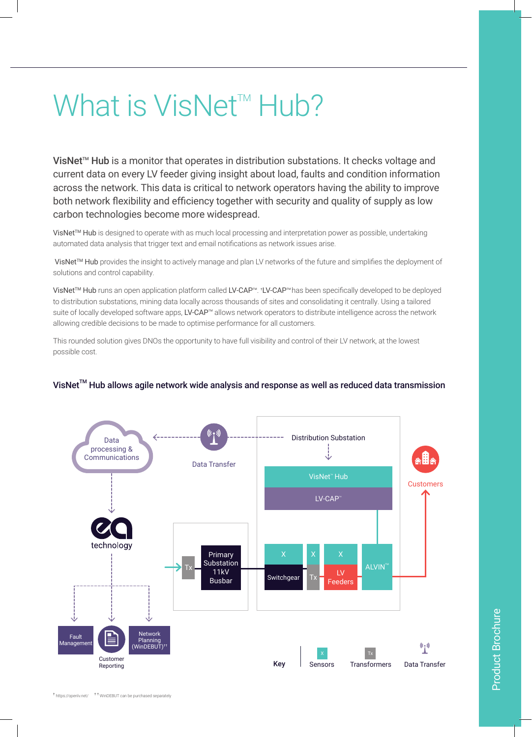# What is VisNet™ Hub?

**VisNet™ Hub** is a monitor that operates in distribution substations. It checks voltage and current data on every LV feeder giving insight about load, faults and condition information across the network. This data is critical to network operators having the ability to improve both network flexibility and efficiency together with security and quality of supply as low carbon technologies become more widespread.

VisNet™ Hub is designed to operate with as much local processing and interpretation power as possible, undertaking automated data analysis that trigger text and email notifications as network issues arise.

VisNet™ Hub provides the insight to actively manage and plan LV networks of the future and simplifies the deployment of solutions and control capability.

VisNet™ Hub runs an open application platform called LV-CAP™. [†]LV-CAP™ has been specifically developed to be deployed to distribution substations, mining data locally across thousands of sites and consolidating it centrally. Using a tailored suite of locally developed software apps, LV-CAP™ allows network operators to distribute intelligence across the network allowing credible decisions to be made to optimise performance for all customers.

This rounded solution gives DNOs the opportunity to have full visibility and control of their LV network, at the lowest possible cost.

**VisNet™ Hub allows agile network wide analysis and response as well as reduced data transmission**

Data processing & Communications

Data Transfer

Distribution Substation

VisNet™ Hub

LV-CAP™

Customers

ea technology

Tx

Primary Substation 11kV Busbar

X | X | X

Switchgear | Tx | LV Feeders

ALVIN™

Fault Management

Customer Reporting

Network Planning (WinDEBUT)[††]

Key: Sensors | Transformers | Data Transfer

[†] https://openlv.net/ [††] WinDEBUT can be purchased separately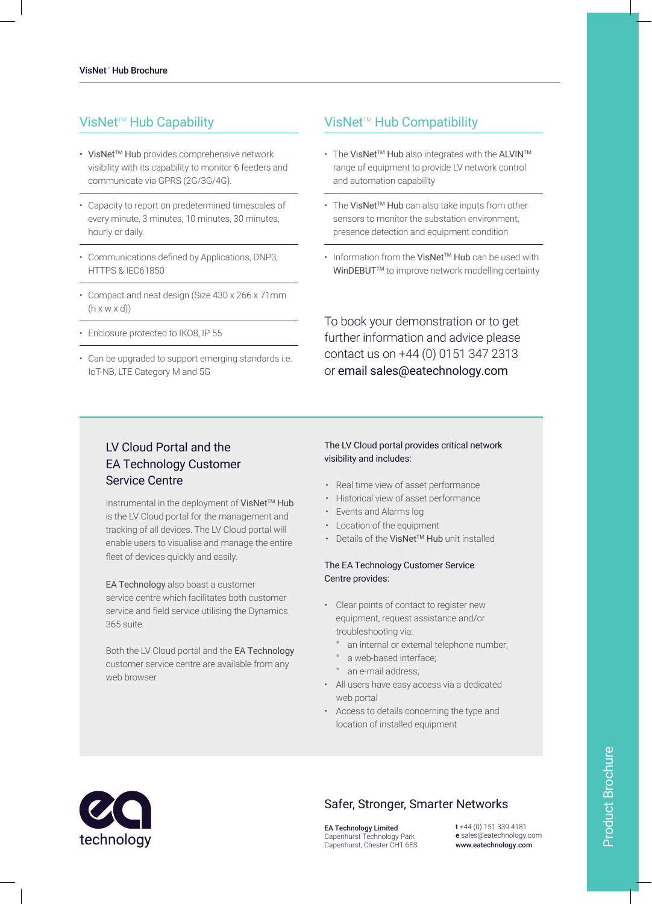## VisNet™ Hub Capability

- VisNet™ Hub provides comprehensive network visibility with its capability to monitor 6 feeders and communicate via GPRS (2G/3G/4G).
- Capacity to report on predetermined timescales of every minute, 3 minutes, 10 minutes, 30 minutes, hourly or daily.
- Communications defined by Applications, DNP3, HTTPS & IEC61850
- Compact and neat design (Size 430 x 266 x 71mm (h x w x d))
- Enclosure protected to IK08, IP 55
- Can be upgraded to support emerging standards i.e. IoT-NB, LTE Category M and 5G

## VisNet™ Hub Compatibility

- The VisNet™ Hub also integrates with the ALVIN™ range of equipment to provide LV network control and automation capability
- The VisNet™ Hub can also take inputs from other sensors to monitor the substation environment, presence detection and equipment condition
- Information from the VisNet™ Hub can be used with WinDEBUT™ to improve network modelling certainty

To book your demonstration or to get further information and advice please contact us on +44 (0) 0151 347 2313 or email sales@eatechnology.com

## LV Cloud Portal and the EA Technology Customer Service Centre

Instrumental in the deployment of VisNet™ Hub is the LV Cloud portal for the management and tracking of all devices. The LV Cloud portal will enable users to visualise and manage the entire fleet of devices quickly and easily.

EA Technology also boast a customer service centre which facilitates both customer service and field service utilising the Dynamics 365 suite.

Both the LV Cloud portal and the EA Technology customer service centre are available from any web browser.

The LV Cloud portal provides critical network visibility and includes:

- Real time view of asset performance
- Historical view of asset performance
- Events and Alarms log
- Location of the equipment
- Details of the VisNet™ Hub unit installed

The EA Technology Customer Service Centre provides:

- Clear points of contact to register new equipment, request assistance and/or troubleshooting via:
  - an internal or external telephone number;
  - a web-based interface;
  - an e-mail address;
- All users have easy access via a dedicated web portal
- Access to details concerning the type and location of installed equipment

ea technology

Safer, Stronger, Smarter Networks

**EA Technology Limited**
Capenhurst Technology Park
Capenhurst, Chester CH1 6ES

**t** +44 (0) 151 339 4181
**e** sales@eatechnology.com
**www.eatechnology.com**

Product Brochure